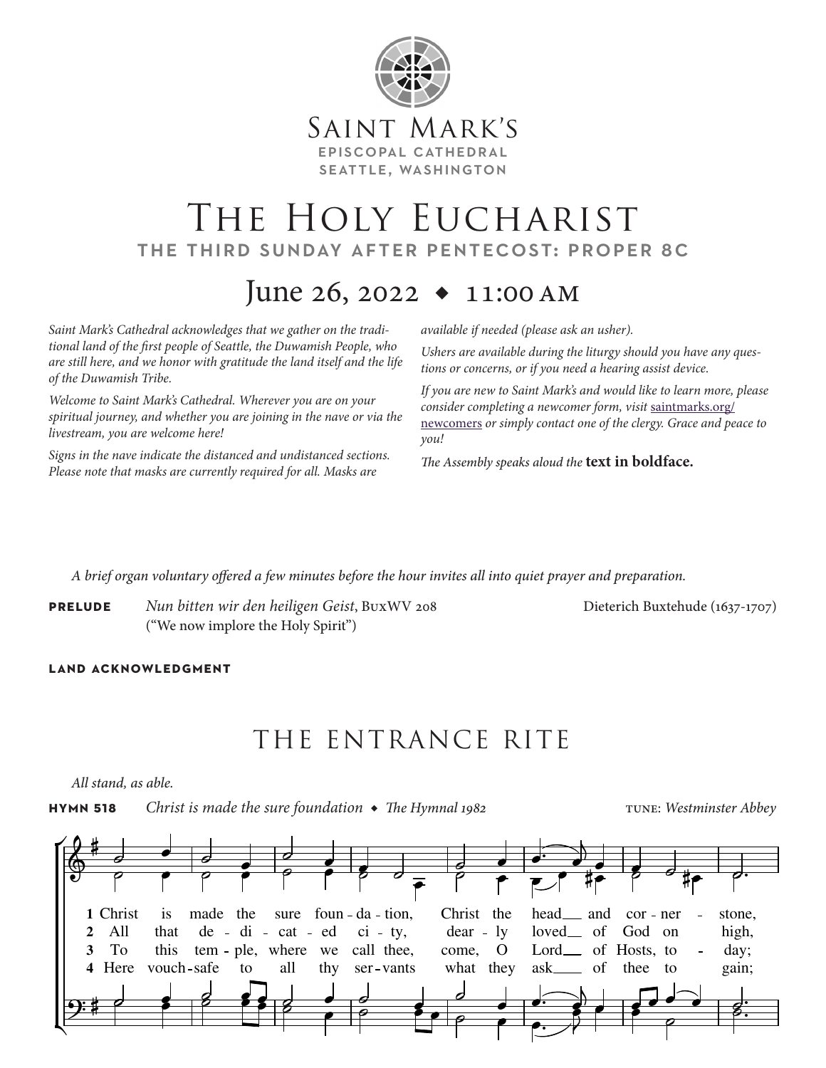SAINT MARK'S
EPISCOPAL CATHEDRAL
SEATTLE, WASHINGTON

# THE HOLY EUCHARIST

## THE THIRD SUNDAY AFTER PENTECOST: PROPER 8C

## June 26, 2022 ◆ 11:00 AM

*Saint Mark's Cathedral acknowledges that we gather on the traditional land of the first people of Seattle, the Duwamish People, who are still here, and we honor with gratitude the land itself and the life of the Duwamish Tribe.*

*Welcome to Saint Mark's Cathedral. Wherever you are on your spiritual journey, and whether you are joining in the nave or via the livestream, you are welcome here!*

*Signs in the nave indicate the distanced and undistanced sections. Please note that masks are currently required for all. Masks are available if needed (please ask an usher).*

*Ushers are available during the liturgy should you have any questions or concerns, or if you need a hearing assist device.*

*If you are new to Saint Mark's and would like to learn more, please consider completing a newcomer form, visit* saintmarks.org/newcomers *or simply contact one of the clergy. Grace and peace to you!*

*The Assembly speaks aloud the* **text in boldface.**

*A brief organ voluntary offered a few minutes before the hour invites all into quiet prayer and preparation.*

**PRELUDE** *Nun bitten wir den heiligen Geist*, BuxWV 208 ("We now implore the Holy Spirit") — Dieterich Buxtehude (1637-1707)

**LAND ACKNOWLEDGMENT**

# THE ENTRANCE RITE

*All stand, as able.*

**HYMN 518** *Christ is made the sure foundation* ◆ *The Hymnal 1982* — TUNE: *Westminster Abbey*

1 Christ is made the sure foundation, Christ the head and corner-stone,
2 All that dedicated city, dearly loved of God on high,
3 To this temple, where we call thee, come, O Lord of Hosts, today;
4 Here vouchsafe to all thy servants what they ask of thee to gain;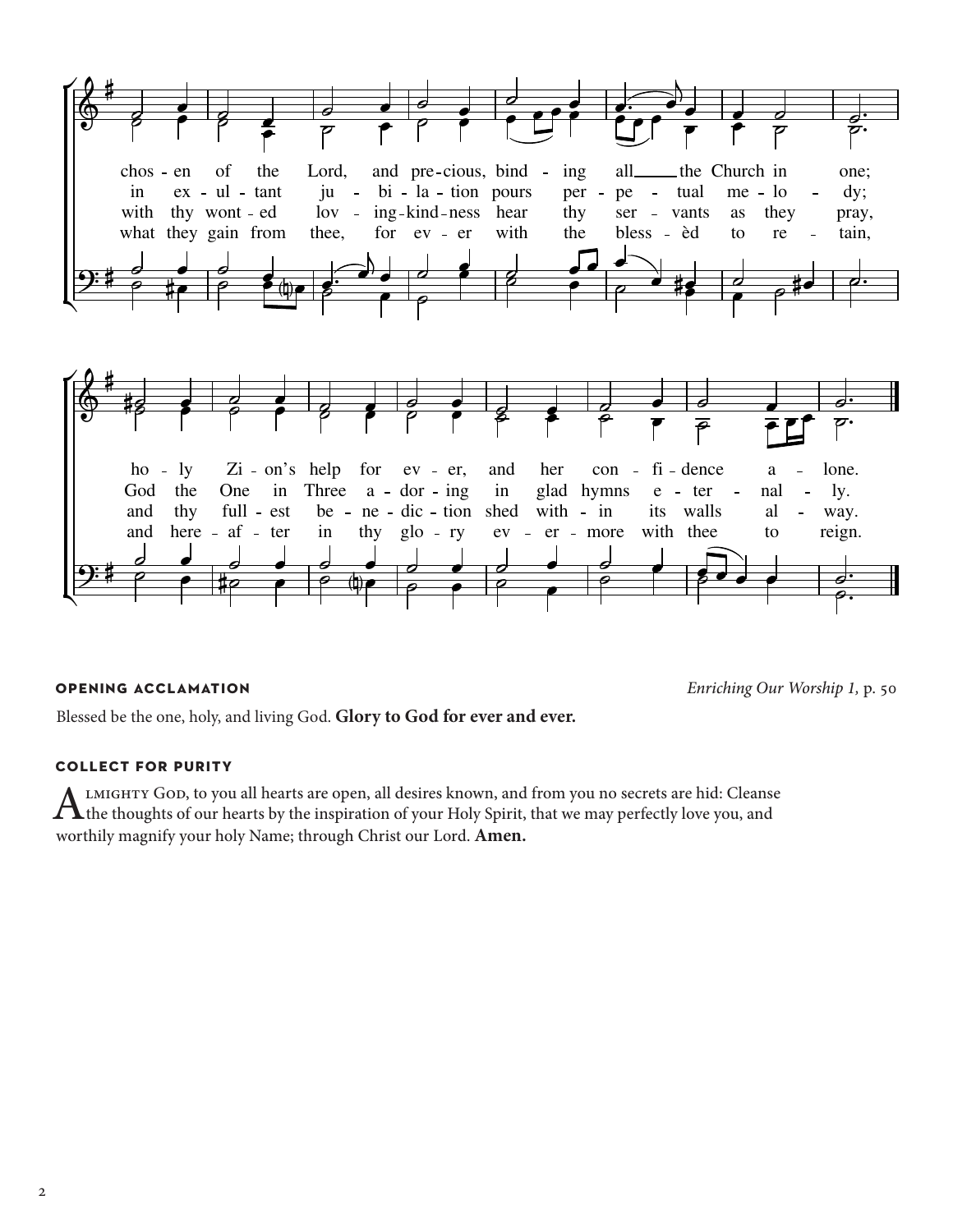chos - en of the Lord, and pre - cious, bind - ing all the Church in one;
in ex - ul - tant ju - bi - la - tion pours per - pe - tual me - lo - dy;
with thy wont - ed lov - ing - kind - ness hear thy ser - vants as they pray,
what they gain from thee, for ev - er with the bless - èd to re - tain,

ho - ly Zi - on's help for ev - er, and her con - fi - dence a - lone.
God the One in Three a - dor - ing in glad hymns e - ter - nal - ly.
and thy full - est be - ne - dic - tion shed with - in its walls al - way.
and here - af - ter in thy glo - ry ev - er - more with thee to reign.

**OPENING ACCLAMATION** *Enriching Our Worship 1,* p. 50

Blessed be the one, holy, and living God. **Glory to God for ever and ever.**

**COLLECT FOR PURITY**

Almighty God, to you all hearts are open, all desires known, and from you no secrets are hid: Cleanse the thoughts of our hearts by the inspiration of your Holy Spirit, that we may perfectly love you, and worthily magnify your holy Name; through Christ our Lord. **Amen.**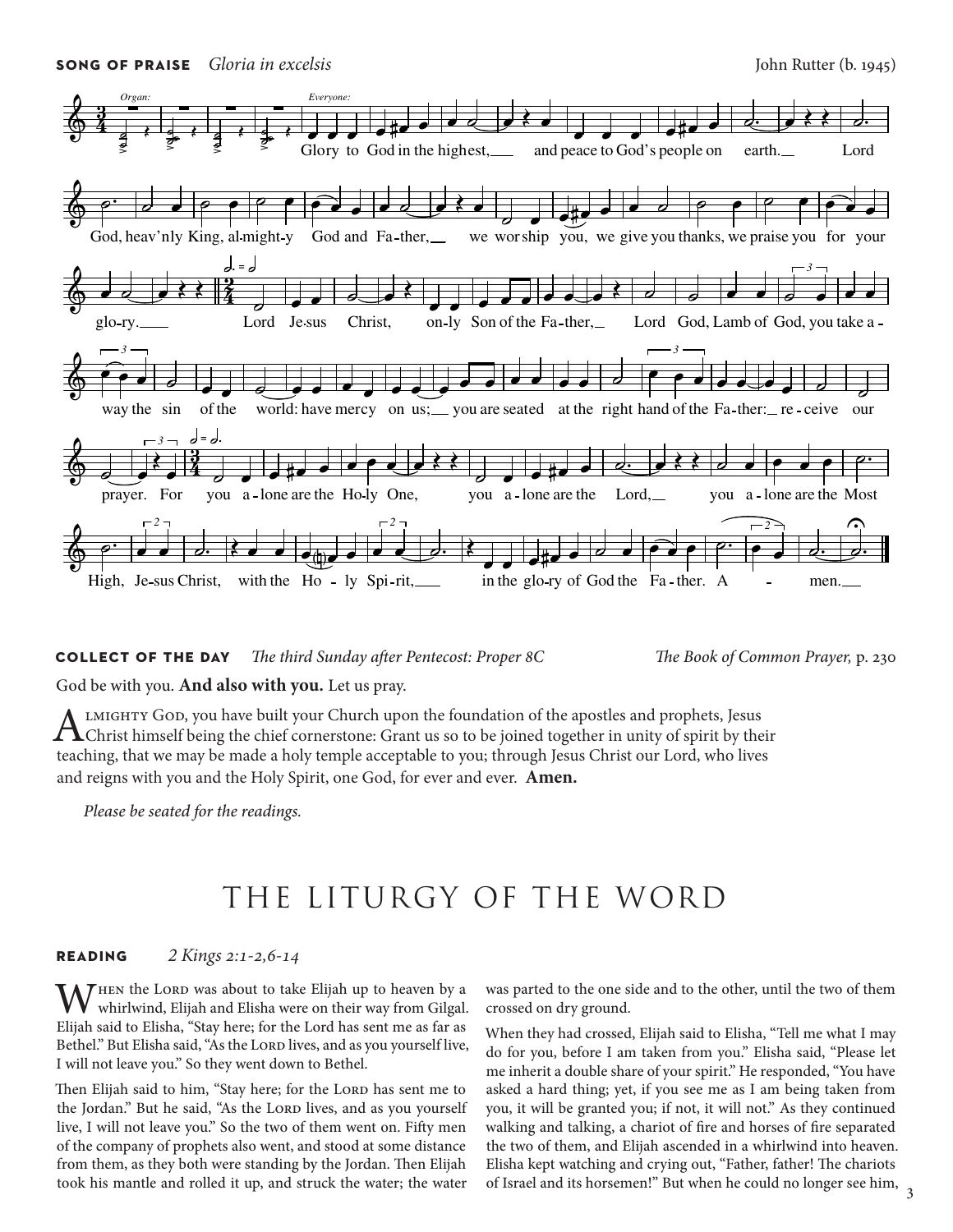**SONG OF PRAISE** *Gloria in excelsis* John Rutter (b. 1945)

*Organ:* *Everyone:*

Glory to God in the highest, and peace to God's people on earth. Lord God, heav'nly King, almighty God and Father, we worship you, we give you thanks, we praise you for your glory. Lord Jesus Christ, only Son of the Father, Lord God, Lamb of God, you take away the sin of the world: have mercy on us; you are seated at the right hand of the Father: receive our prayer. For you alone are the Holy One, you alone are the Lord, you alone are the Most High, Jesus Christ, with the Holy Spirit, in the glory of God the Father. Amen.

**COLLECT OF THE DAY** *The third Sunday after Pentecost: Proper 8C* *The Book of Common Prayer,* p. 230

God be with you. **And also with you.** Let us pray.

Almighty God, you have built your Church upon the foundation of the apostles and prophets, Jesus Christ himself being the chief cornerstone: Grant us so to be joined together in unity of spirit by their teaching, that we may be made a holy temple acceptable to you; through Jesus Christ our Lord, who lives and reigns with you and the Holy Spirit, one God, for ever and ever. **Amen.**

*Please be seated for the readings.*

# THE LITURGY OF THE WORD

**READING** *2 Kings 2:1-2,6-14*

When the Lord was about to take Elijah up to heaven by a whirlwind, Elijah and Elisha were on their way from Gilgal. Elijah said to Elisha, "Stay here; for the Lord has sent me as far as Bethel." But Elisha said, "As the Lord lives, and as you yourself live, I will not leave you." So they went down to Bethel.

Then Elijah said to him, "Stay here; for the Lord has sent me to the Jordan." But he said, "As the Lord lives, and as you yourself live, I will not leave you." So the two of them went on. Fifty men of the company of prophets also went, and stood at some distance from them, as they both were standing by the Jordan. Then Elijah took his mantle and rolled it up, and struck the water; the water was parted to the one side and to the other, until the two of them crossed on dry ground.

When they had crossed, Elijah said to Elisha, "Tell me what I may do for you, before I am taken from you." Elisha said, "Please let me inherit a double share of your spirit." He responded, "You have asked a hard thing; yet, if you see me as I am being taken from you, it will be granted you; if not, it will not." As they continued walking and talking, a chariot of fire and horses of fire separated the two of them, and Elijah ascended in a whirlwind into heaven. Elisha kept watching and crying out, "Father, father! The chariots of Israel and its horsemen!" But when he could no longer see him,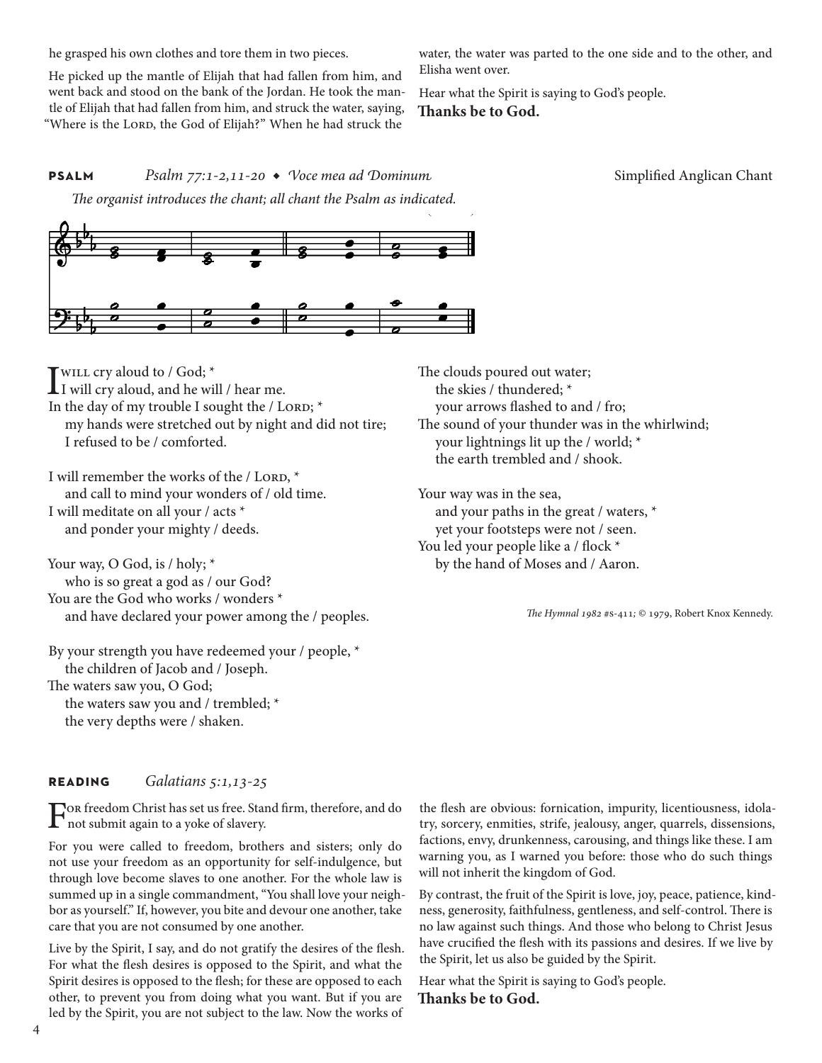he grasped his own clothes and tore them in two pieces.

He picked up the mantle of Elijah that had fallen from him, and went back and stood on the bank of the Jordan. He took the mantle of Elijah that had fallen from him, and struck the water, saying, "Where is the LORD, the God of Elijah?" When he had struck the water, the water was parted to the one side and to the other, and Elisha went over.

Hear what the Spirit is saying to God's people.
**Thanks be to God.**

**PSALM** *Psalm 77:1-2,11-20 ◆ Voce mea ad Dominum* Simplified Anglican Chant

*The organist introduces the chant; all chant the Psalm as indicated.*

I WILL cry aloud to / God; *
I will cry aloud, and he will / hear me.
In the day of my trouble I sought the / LORD; *
    my hands were stretched out by night and did not tire;
    I refused to be / comforted.

I will remember the works of the / LORD, *
    and call to mind your wonders of / old time.
I will meditate on all your / acts *
    and ponder your mighty / deeds.

Your way, O God, is / holy; *
    who is so great a god as / our God?
You are the God who works / wonders *
    and have declared your power among the / peoples.

By your strength you have redeemed your / people, *
    the children of Jacob and / Joseph.
The waters saw you, O God;
    the waters saw you and / trembled; *
    the very depths were / shaken.

The clouds poured out water;
    the skies / thundered; *
    your arrows flashed to and / fro;
The sound of your thunder was in the whirlwind;
    your lightnings lit up the / world; *
    the earth trembled and / shook.

Your way was in the sea,
    and your paths in the great / waters, *
    yet your footsteps were not / seen.
You led your people like a / flock *
    by the hand of Moses and / Aaron.

*The Hymnal 1982* #S-411; © 1979, Robert Knox Kennedy.

**READING** *Galatians 5:1,13-25*

FOR freedom Christ has set us free. Stand firm, therefore, and do not submit again to a yoke of slavery.

For you were called to freedom, brothers and sisters; only do not use your freedom as an opportunity for self-indulgence, but through love become slaves to one another. For the whole law is summed up in a single commandment, "You shall love your neighbor as yourself." If, however, you bite and devour one another, take care that you are not consumed by one another.

Live by the Spirit, I say, and do not gratify the desires of the flesh. For what the flesh desires is opposed to the Spirit, and what the Spirit desires is opposed to the flesh; for these are opposed to each other, to prevent you from doing what you want. But if you are led by the Spirit, you are not subject to the law. Now the works of the flesh are obvious: fornication, impurity, licentiousness, idolatry, sorcery, enmities, strife, jealousy, anger, quarrels, dissensions, factions, envy, drunkenness, carousing, and things like these. I am warning you, as I warned you before: those who do such things will not inherit the kingdom of God.

By contrast, the fruit of the Spirit is love, joy, peace, patience, kindness, generosity, faithfulness, gentleness, and self-control. There is no law against such things. And those who belong to Christ Jesus have crucified the flesh with its passions and desires. If we live by the Spirit, let us also be guided by the Spirit.

Hear what the Spirit is saying to God's people.
**Thanks be to God.**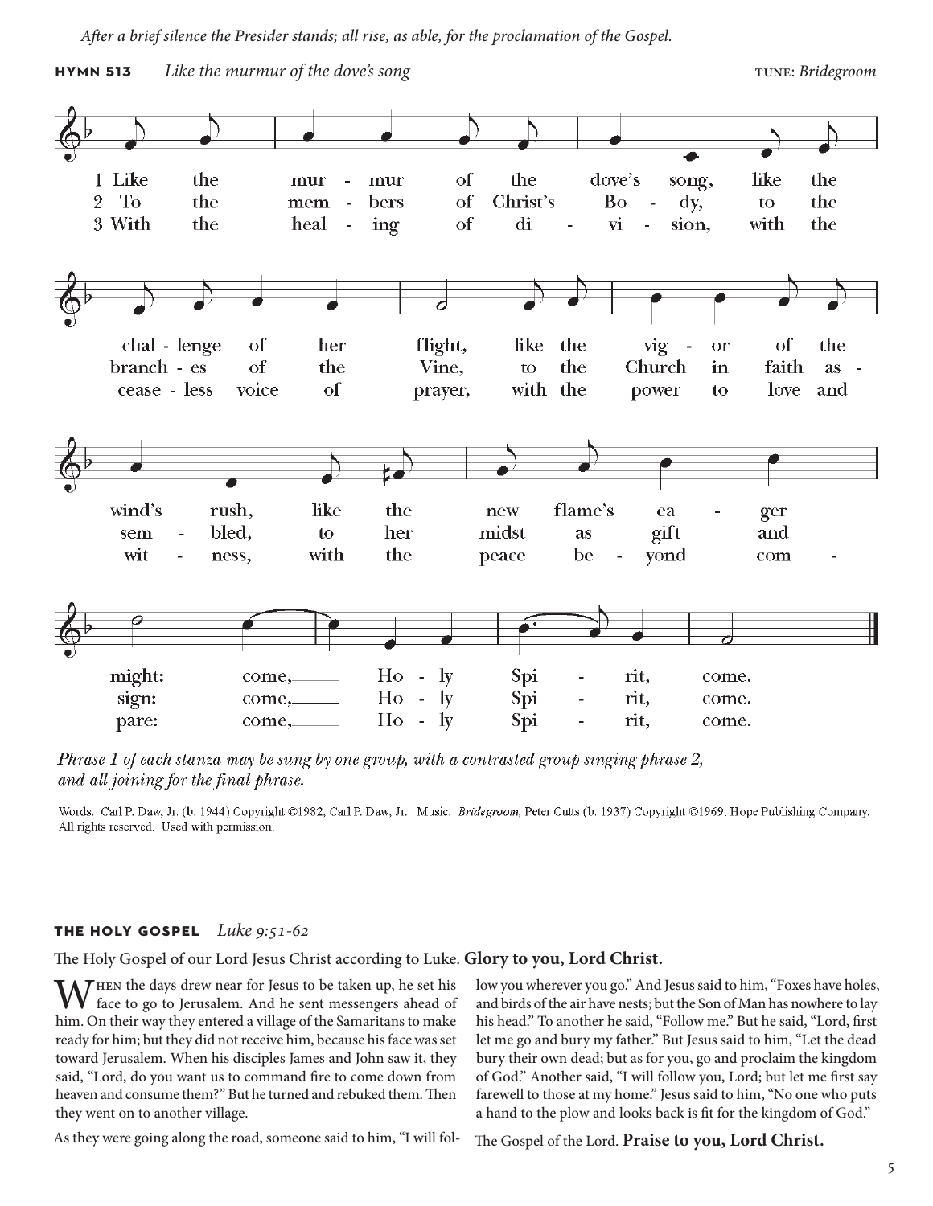*After a brief silence the Presider stands; all rise, as able, for the proclamation of the Gospel.*

**HYMN 513** *Like the murmur of the dove's song* TUNE: *Bridegroom*

1 Like the murmur of the dove's song, like the challenge of her flight, like the vigor of the wind's rush, like the new flame's eager might: come, Holy Spirit, come.

2 To the members of Christ's Body, to the branches of the Vine, to the Church in faith assembled, to her midst as gift and sign: come, Holy Spirit, come.

3 With the healing of division, with the ceaseless voice of prayer, with the power to love and witness, with the peace beyond compare: come, Holy Spirit, come.

*Phrase 1 of each stanza may be sung by one group, with a contrasted group singing phrase 2, and all joining for the final phrase.*

Words: Carl P. Daw, Jr. (b. 1944) Copyright ©1982, Carl P. Daw, Jr. Music: *Bridegroom,* Peter Cutts (b. 1937) Copyright ©1969, Hope Publishing Company. All rights reserved. Used with permission.

## THE HOLY GOSPEL *Luke 9:51-62*

The Holy Gospel of our Lord Jesus Christ according to Luke. **Glory to you, Lord Christ.**

When the days drew near for Jesus to be taken up, he set his face to go to Jerusalem. And he sent messengers ahead of him. On their way they entered a village of the Samaritans to make ready for him; but they did not receive him, because his face was set toward Jerusalem. When his disciples James and John saw it, they said, "Lord, do you want us to command fire to come down from heaven and consume them?" But he turned and rebuked them. Then they went on to another village.

As they were going along the road, someone said to him, "I will follow you wherever you go." And Jesus said to him, "Foxes have holes, and birds of the air have nests; but the Son of Man has nowhere to lay his head." To another he said, "Follow me." But he said, "Lord, first let me go and bury my father." But Jesus said to him, "Let the dead bury their own dead; but as for you, go and proclaim the kingdom of God." Another said, "I will follow you, Lord; but let me first say farewell to those at my home." Jesus said to him, "No one who puts a hand to the plow and looks back is fit for the kingdom of God."

The Gospel of the Lord. **Praise to you, Lord Christ.**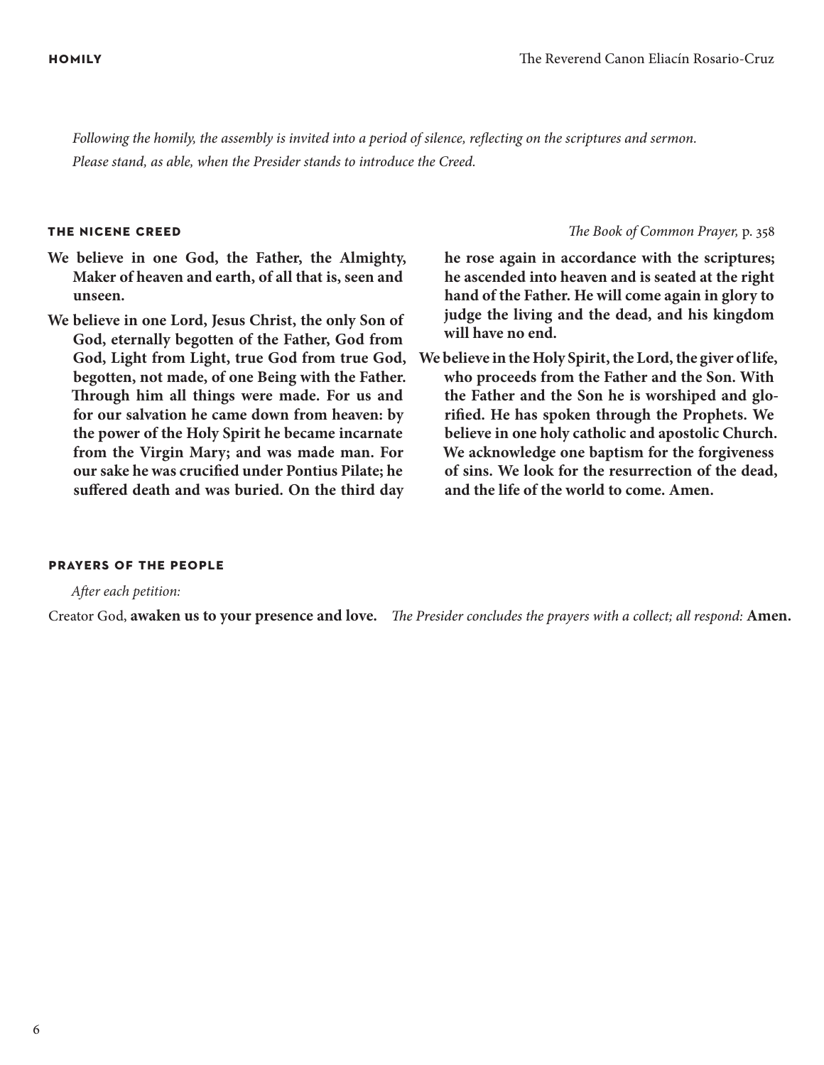## HOMILY

The Reverend Canon Eliacín Rosario-Cruz

*Following the homily, the assembly is invited into a period of silence, reflecting on the scriptures and sermon. Please stand, as able, when the Presider stands to introduce the Creed.*

## THE NICENE CREED

*The Book of Common Prayer,* p. 358

**We believe in one God, the Father, the Almighty, Maker of heaven and earth, of all that is, seen and unseen.**

**We believe in one Lord, Jesus Christ, the only Son of God, eternally begotten of the Father, God from God, Light from Light, true God from true God, begotten, not made, of one Being with the Father. Through him all things were made. For us and for our salvation he came down from heaven: by the power of the Holy Spirit he became incarnate from the Virgin Mary; and was made man. For our sake he was crucified under Pontius Pilate; he suffered death and was buried. On the third day he rose again in accordance with the scriptures; he ascended into heaven and is seated at the right hand of the Father. He will come again in glory to judge the living and the dead, and his kingdom will have no end.**

**We believe in the Holy Spirit, the Lord, the giver of life, who proceeds from the Father and the Son. With the Father and the Son he is worshiped and glorified. He has spoken through the Prophets. We believe in one holy catholic and apostolic Church. We acknowledge one baptism for the forgiveness of sins. We look for the resurrection of the dead, and the life of the world to come. Amen.**

## PRAYERS OF THE PEOPLE

*After each petition:*

Creator God, **awaken us to your presence and love.** *The Presider concludes the prayers with a collect; all respond:* **Amen.**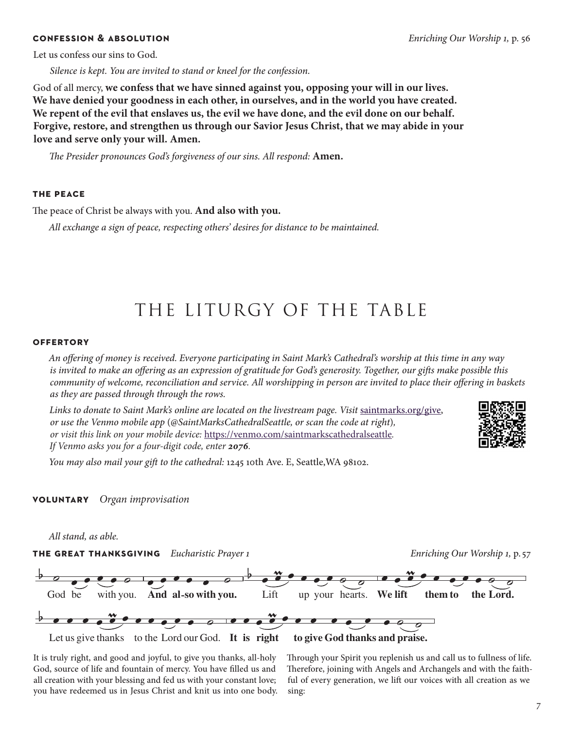**CONFESSION & ABSOLUTION** *Enriching Our Worship 1,* p. 56

Let us confess our sins to God.

*Silence is kept. You are invited to stand or kneel for the confession.*

God of all mercy, **we confess that we have sinned against you, opposing your will in our lives. We have denied your goodness in each other, in ourselves, and in the world you have created. We repent of the evil that enslaves us, the evil we have done, and the evil done on our behalf. Forgive, restore, and strengthen us through our Savior Jesus Christ, that we may abide in your love and serve only your will. Amen.**

*The Presider pronounces God's forgiveness of our sins. All respond:* **Amen.**

**THE PEACE**

The peace of Christ be always with you. **And also with you.**

*All exchange a sign of peace, respecting others' desires for distance to be maintained.*

# THE LITURGY OF THE TABLE

**OFFERTORY**

*An offering of money is received. Everyone participating in Saint Mark's Cathedral's worship at this time in any way is invited to make an offering as an expression of gratitude for God's generosity. Together, our gifts make possible this community of welcome, reconciliation and service. All worshipping in person are invited to place their offering in baskets as they are passed through through the rows.*

*Links to donate to Saint Mark's online are located on the livestream page. Visit* saintmarks.org/give, *or use the Venmo mobile app (@SaintMarksCathedralSeattle, or scan the code at right), or visit this link on your mobile device:* https://venmo.com/saintmarkscathedralseattle. *If Venmo asks you for a four-digit code, enter* ***2076***.

*You may also mail your gift to the cathedral:* 1245 10th Ave. E, Seattle,WA 98102.

**VOLUNTARY** *Organ improvisation*

*All stand, as able.*

**THE GREAT THANKSGIVING** *Eucharistic Prayer 1* *Enriching Our Worship 1,* p. 57

God be with you. **And also with you.** Lift up your hearts. **We lift them to the Lord.**

Let us give thanks to the Lord our God. **It is right to give God thanks and praise.**

It is truly right, and good and joyful, to give you thanks, all-holy God, source of life and fountain of mercy. You have filled us and all creation with your blessing and fed us with your constant love; you have redeemed us in Jesus Christ and knit us into one body. Through your Spirit you replenish us and call us to fullness of life. Therefore, joining with Angels and Archangels and with the faithful of every generation, we lift our voices with all creation as we sing: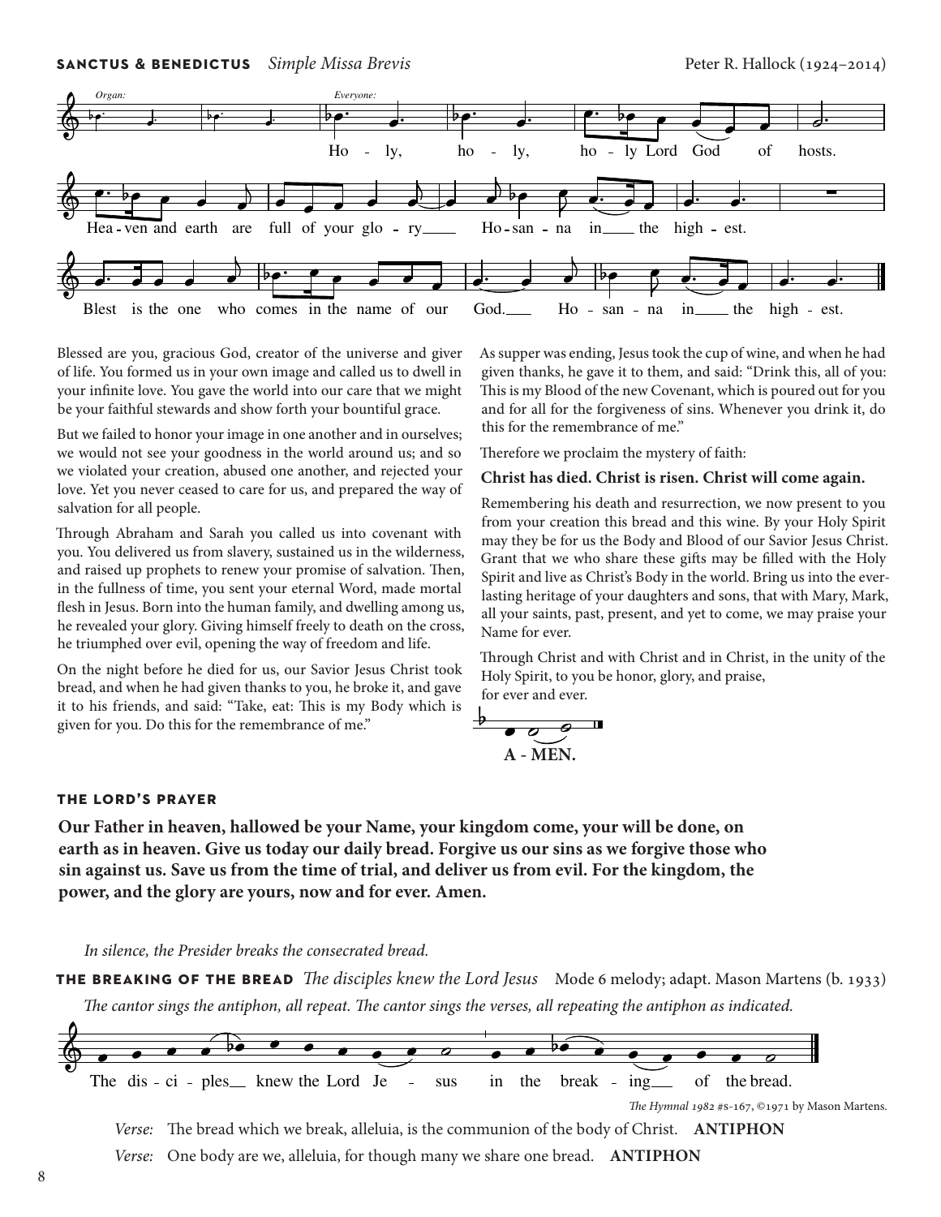**SANCTUS & BENEDICTUS** *Simple Missa Brevis* Peter R. Hallock (1924–2014)

*Organ:* *Everyone:*

Holy, holy, holy Lord God of hosts.

Heaven and earth are full of your glory Hosanna in the highest.

Blest is the one who comes in the name of our God. Hosanna in the highest.

Blessed are you, gracious God, creator of the universe and giver of life. You formed us in your own image and called us to dwell in your infinite love. You gave the world into our care that we might be your faithful stewards and show forth your bountiful grace.

But we failed to honor your image in one another and in ourselves; we would not see your goodness in the world around us; and so we violated your creation, abused one another, and rejected your love. Yet you never ceased to care for us, and prepared the way of salvation for all people.

Through Abraham and Sarah you called us into covenant with you. You delivered us from slavery, sustained us in the wilderness, and raised up prophets to renew your promise of salvation. Then, in the fullness of time, you sent your eternal Word, made mortal flesh in Jesus. Born into the human family, and dwelling among us, he revealed your glory. Giving himself freely to death on the cross, he triumphed over evil, opening the way of freedom and life.

On the night before he died for us, our Savior Jesus Christ took bread, and when he had given thanks to you, he broke it, and gave it to his friends, and said: "Take, eat: This is my Body which is given for you. Do this for the remembrance of me."

As supper was ending, Jesus took the cup of wine, and when he had given thanks, he gave it to them, and said: "Drink this, all of you: This is my Blood of the new Covenant, which is poured out for you and for all for the forgiveness of sins. Whenever you drink it, do this for the remembrance of me."

Therefore we proclaim the mystery of faith:

**Christ has died. Christ is risen. Christ will come again.**

Remembering his death and resurrection, we now present to you from your creation this bread and this wine. By your Holy Spirit may they be for us the Body and Blood of our Savior Jesus Christ. Grant that we who share these gifts may be filled with the Holy Spirit and live as Christ's Body in the world. Bring us into the everlasting heritage of your daughters and sons, that with Mary, Mark, all your saints, past, present, and yet to come, we may praise your Name for ever.

Through Christ and with Christ and in Christ, in the unity of the Holy Spirit, to you be honor, glory, and praise, for ever and ever.

**A - MEN.**

## THE LORD'S PRAYER

**Our Father in heaven, hallowed be your Name, your kingdom come, your will be done, on earth as in heaven. Give us today our daily bread. Forgive us our sins as we forgive those who sin against us. Save us from the time of trial, and deliver us from evil. For the kingdom, the power, and the glory are yours, now and for ever. Amen.**

*In silence, the Presider breaks the consecrated bread.*

**THE BREAKING OF THE BREAD** *The disciples knew the Lord Jesus* Mode 6 melody; adapt. Mason Martens (b. 1933)

*The cantor sings the antiphon, all repeat. The cantor sings the verses, all repeating the antiphon as indicated.*

The disciples knew the Lord Jesus in the breaking of the bread.

*The Hymnal 1982 #s-167, ©1971 by Mason Martens.*

*Verse:* The bread which we break, alleluia, is the communion of the body of Christ. **ANTIPHON**

*Verse:* One body are we, alleluia, for though many we share one bread. **ANTIPHON**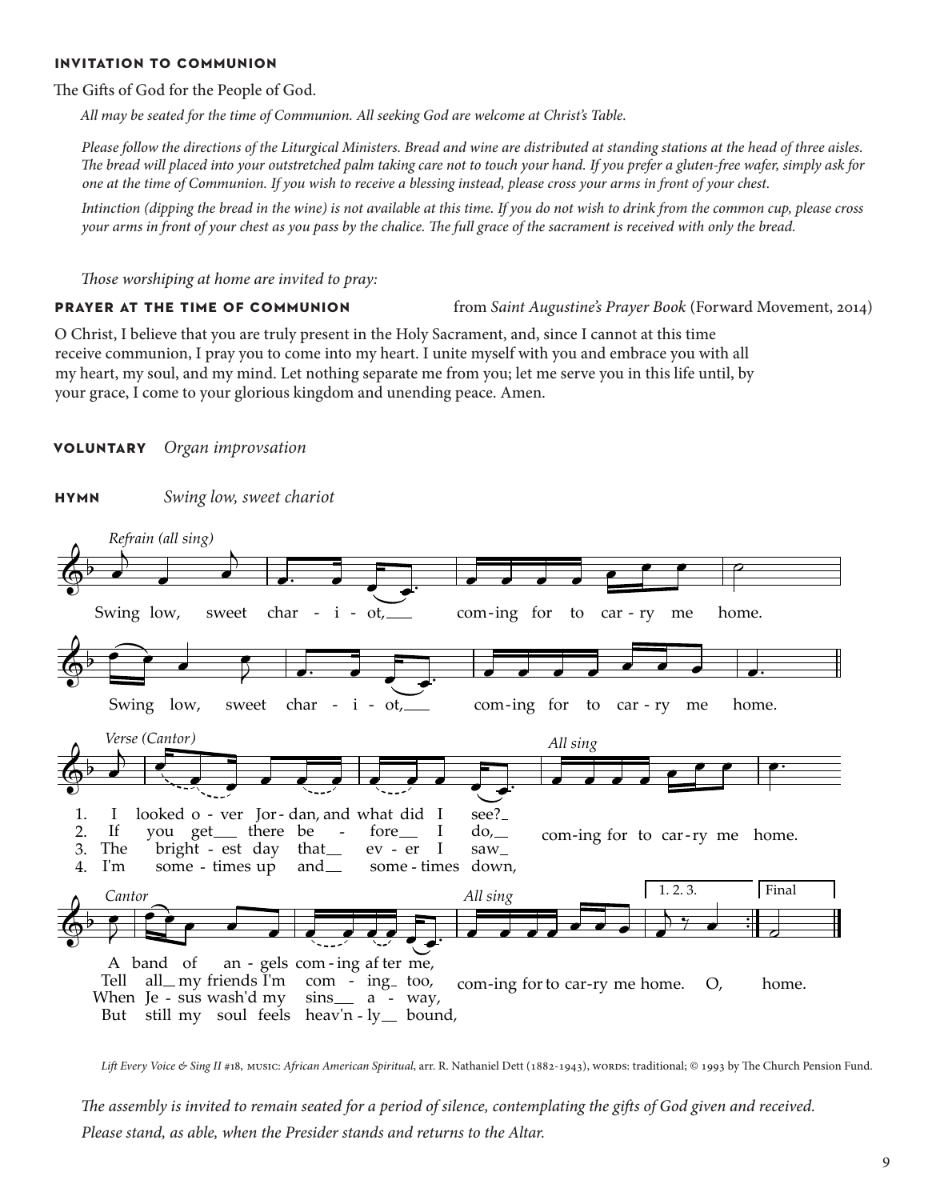### INVITATION TO COMMUNION

The Gifts of God for the People of God.

*All may be seated for the time of Communion. All seeking God are welcome at Christ's Table.*

*Please follow the directions of the Liturgical Ministers. Bread and wine are distributed at standing stations at the head of three aisles. The bread will placed into your outstretched palm taking care not to touch your hand. If you prefer a gluten-free wafer, simply ask for one at the time of Communion. If you wish to receive a blessing instead, please cross your arms in front of your chest.*

*Intinction (dipping the bread in the wine) is not available at this time. If you do not wish to drink from the common cup, please cross your arms in front of your chest as you pass by the chalice. The full grace of the sacrament is received with only the bread.*

*Those worshiping at home are invited to pray:*

### PRAYER AT THE TIME OF COMMUNION

from *Saint Augustine's Prayer Book* (Forward Movement, 2014)

O Christ, I believe that you are truly present in the Holy Sacrament, and, since I cannot at this time receive communion, I pray you to come into my heart. I unite myself with you and embrace you with all my heart, my soul, and my mind. Let nothing separate me from you; let me serve you in this life until, by your grace, I come to your glorious kingdom and unending peace. Amen.

### VOLUNTARY *Organ improvsation*

### HYMN *Swing low, sweet chariot*

*Refrain (all sing)*

Swing low, sweet chariot, coming for to carry me home.
Swing low, sweet chariot, coming for to carry me home.

*Verse (Cantor)* / *All sing*

1. I looked over Jordan, and what did I see?
2. If you get there before I do,
3. The brightest day that ever I saw
4. I'm sometimes up and sometimes down,

coming for to carry me home.

*Cantor* / *All sing*

A band of angels coming after me,
Tell all my friends I'm coming too,
When Jesus wash'd my sins away,
But still my soul feels heav'nly bound,

coming for to carry me home. (1. 2. 3.) O, (Final) home.

*Lift Every Voice & Sing II* #18, MUSIC: *African American Spiritual*, arr. R. Nathaniel Dett (1882-1943), WORDS: traditional; © 1993 by The Church Pension Fund.

*The assembly is invited to remain seated for a period of silence, contemplating the gifts of God given and received.*

*Please stand, as able, when the Presider stands and returns to the Altar.*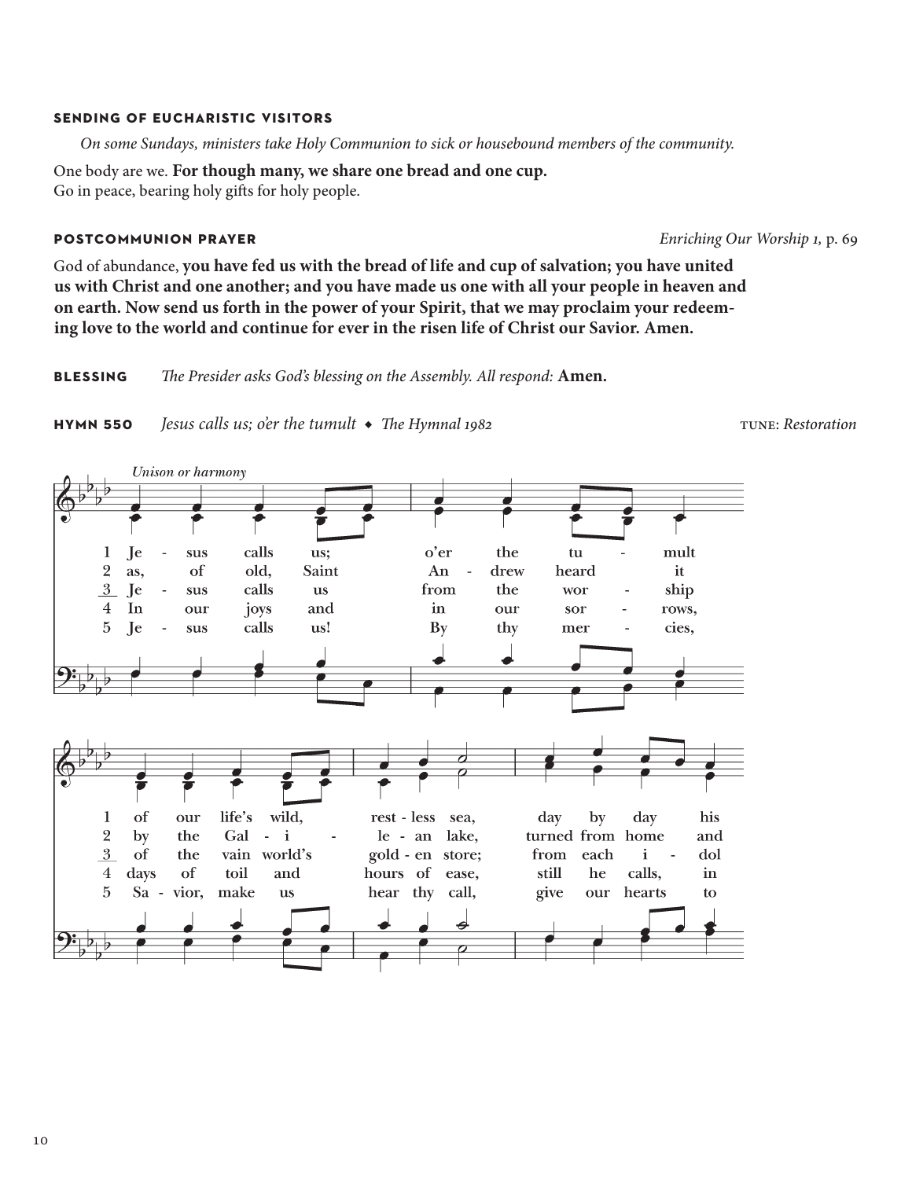### SENDING OF EUCHARISTIC VISITORS

*On some Sundays, ministers take Holy Communion to sick or housebound members of the community.*

One body are we. **For though many, we share one bread and one cup.**
Go in peace, bearing holy gifts for holy people.

### POSTCOMMUNION PRAYER

*Enriching Our Worship 1,* p. 69

God of abundance, **you have fed us with the bread of life and cup of salvation; you have united us with Christ and one another; and you have made us one with all your people in heaven and on earth. Now send us forth in the power of your Spirit, that we may proclaim your redeeming love to the world and continue for ever in the risen life of Christ our Savior. Amen.**

### BLESSING

*The Presider asks God's blessing on the Assembly. All respond:* **Amen.**

### HYMN 550

*Jesus calls us; o'er the tumult* ◆ *The Hymnal 1982* TUNE: *Restoration*

*Unison or harmony*

1 Jesus calls us; o'er the tumult of our life's wild, restless sea, day by day his

2 as, of old, Saint Andrew heard it by the Galilee lake, turned from home and

3 Jesus calls us from the worship of the vain world's golden store; from each idol

4 In our joys and in our sorrows, days of toil and hours of ease, still he calls, in

5 Jesus calls us! By thy mercies, Savior, make us hear thy call, give our hearts to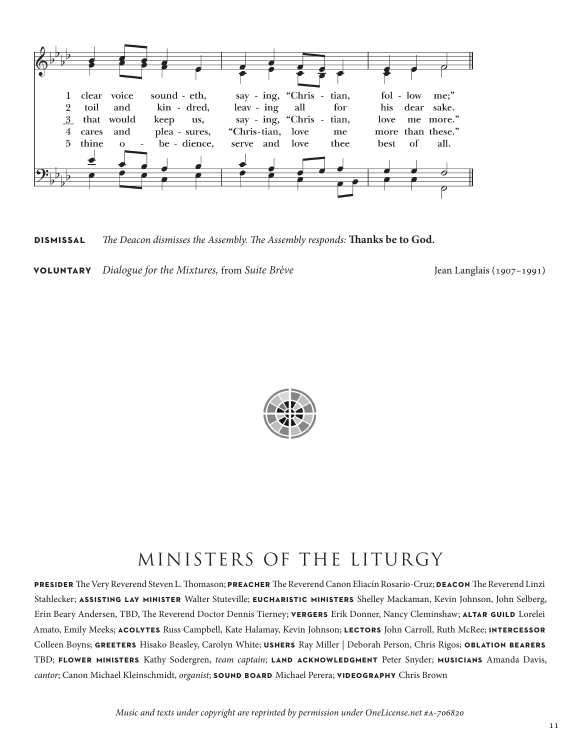1 clear voice sound - eth, say - ing, "Chris - tian, fol - low me;"
2 toil and kin - dred, leav - ing all for his dear sake.
3 that would keep us, say - ing, "Chris - tian, love me more."
4 cares and plea - sures, "Chris-tian, love me more than these."
5 thine o - be - dience, serve and love thee best of all.

**DISMISSAL** *The Deacon dismisses the Assembly. The Assembly responds:* **Thanks be to God.**

**VOLUNTARY** *Dialogue for the Mixtures,* from *Suite Brève* Jean Langlais (1907–1991)

# MINISTERS OF THE LITURGY

**PRESIDER** The Very Reverend Steven L. Thomason; **PREACHER** The Reverend Canon Eliacín Rosario-Cruz; **DEACON** The Reverend Linzi Stahlecker; **ASSISTING LAY MINISTER** Walter Stuteville; **EUCHARISTIC MINISTERS** Shelley Mackaman, Kevin Johnson, John Selberg, Erin Beary Andersen, TBD, The Reverend Doctor Dennis Tierney; **VERGERS** Erik Donner, Nancy Cleminshaw; **ALTAR GUILD** Lorelei Amato, Emily Meeks; **ACOLYTES** Russ Campbell, Kate Halamay, Kevin Johnson; **LECTORS** John Carroll, Ruth McRee; **INTERCESSOR** Colleen Boyns; **GREETERS** Hisako Beasley, Carolyn White; **USHERS** Ray Miller | Deborah Person, Chris Rigos; **OBLATION BEARERS** TBD; **FLOWER MINISTERS** Kathy Sodergren, *team captain*; **LAND ACKNOWLEDGMENT** Peter Snyder; **MUSICIANS** Amanda Davis, *cantor*; Canon Michael Kleinschmidt, *organist*; **SOUND BOARD** Michael Perera; **VIDEOGRAPHY** Chris Brown

*Music and texts under copyright are reprinted by permission under OneLicense.net #A-706820*